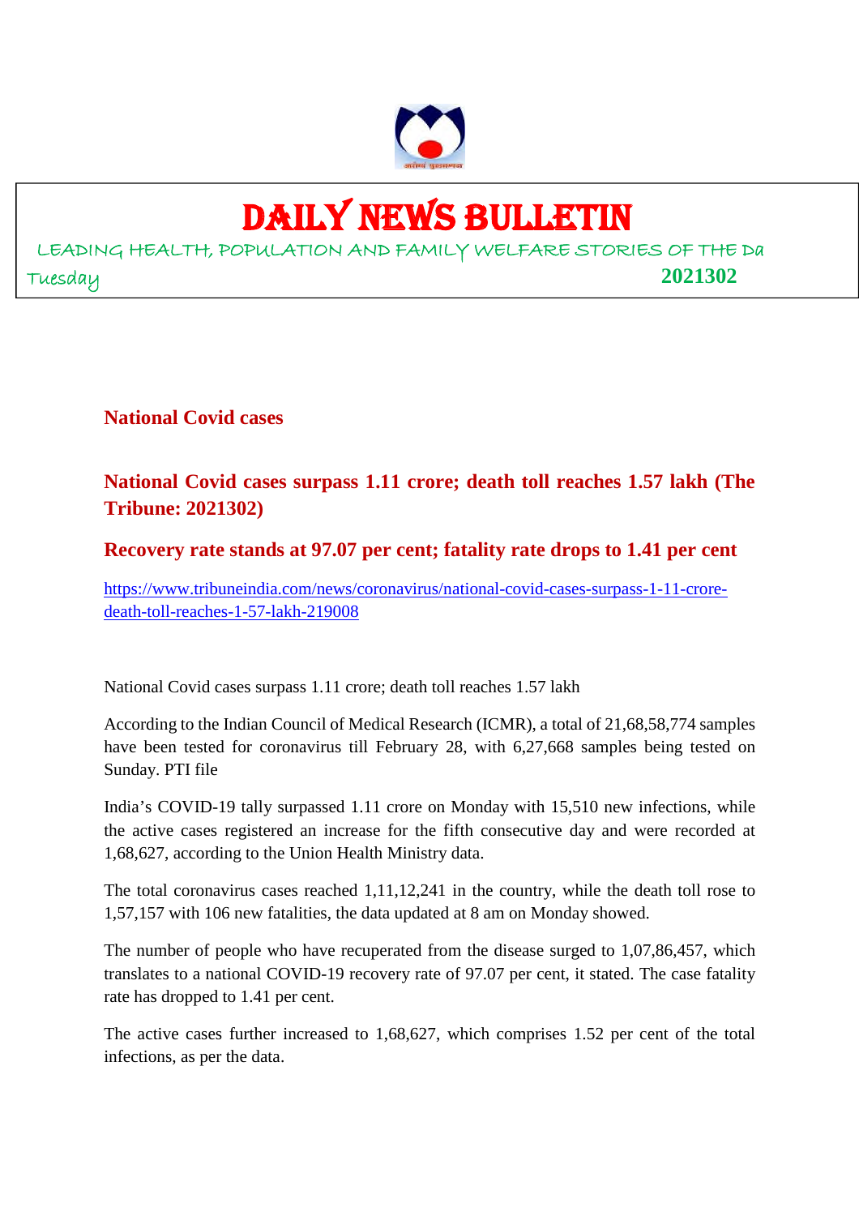# DAILY NEWS BULLETIN

LEADING HEALTH, POPULATION AND FAMILY WELFARE STORIES OF THE Da

Tuesday **2021302**

## National Covid cases

## National Covid cases surpass 1.11 crore; death toll reaches 1.57 lakh (The Tribune: 2021302)

### Recovery rate stands at 97.07 per cent; fatality rate drops to 1.41 per cent

https://www.tribuneindia.com/news/coronavirus/national-covid-cases-surpass-1-11-crore-death-toll-reaches-1-57-lakh-219008

National Covid cases surpass 1.11 crore; death toll reaches 1.57 lakh

According to the Indian Council of Medical Research (ICMR), a total of 21,68,58,774 samples have been tested for coronavirus till February 28, with 6,27,668 samples being tested on Sunday. PTI file

India's COVID-19 tally surpassed 1.11 crore on Monday with 15,510 new infections, while the active cases registered an increase for the fifth consecutive day and were recorded at 1,68,627, according to the Union Health Ministry data.

The total coronavirus cases reached 1,11,12,241 in the country, while the death toll rose to 1,57,157 with 106 new fatalities, the data updated at 8 am on Monday showed.

The number of people who have recuperated from the disease surged to 1,07,86,457, which translates to a national COVID-19 recovery rate of 97.07 per cent, it stated. The case fatality rate has dropped to 1.41 per cent.

The active cases further increased to 1,68,627, which comprises 1.52 per cent of the total infections, as per the data.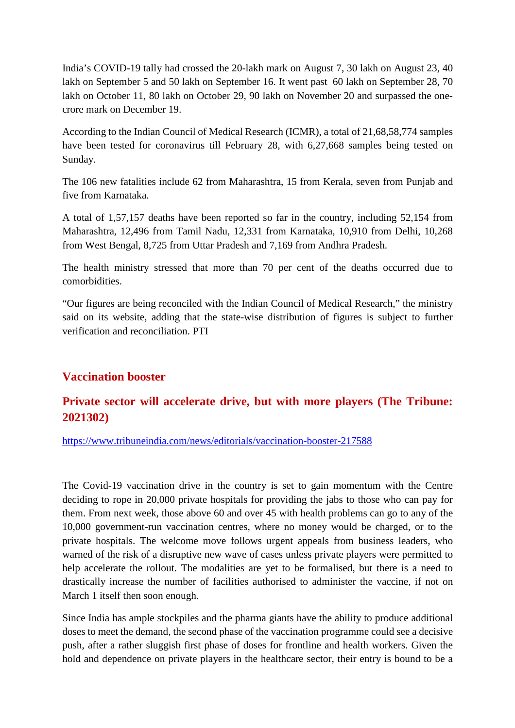India's COVID-19 tally had crossed the 20-lakh mark on August 7, 30 lakh on August 23, 40 lakh on September 5 and 50 lakh on September 16. It went past 60 lakh on September 28, 70 lakh on October 11, 80 lakh on October 29, 90 lakh on November 20 and surpassed the one-crore mark on December 19.

According to the Indian Council of Medical Research (ICMR), a total of 21,68,58,774 samples have been tested for coronavirus till February 28, with 6,27,668 samples being tested on Sunday.

The 106 new fatalities include 62 from Maharashtra, 15 from Kerala, seven from Punjab and five from Karnataka.

A total of 1,57,157 deaths have been reported so far in the country, including 52,154 from Maharashtra, 12,496 from Tamil Nadu, 12,331 from Karnataka, 10,910 from Delhi, 10,268 from West Bengal, 8,725 from Uttar Pradesh and 7,169 from Andhra Pradesh.

The health ministry stressed that more than 70 per cent of the deaths occurred due to comorbidities.

"Our figures are being reconciled with the Indian Council of Medical Research," the ministry said on its website, adding that the state-wise distribution of figures is subject to further verification and reconciliation. PTI

## Vaccination booster

## Private sector will accelerate drive, but with more players (The Tribune: 2021302)

https://www.tribuneindia.com/news/editorials/vaccination-booster-217588

The Covid-19 vaccination drive in the country is set to gain momentum with the Centre deciding to rope in 20,000 private hospitals for providing the jabs to those who can pay for them. From next week, those above 60 and over 45 with health problems can go to any of the 10,000 government-run vaccination centres, where no money would be charged, or to the private hospitals. The welcome move follows urgent appeals from business leaders, who warned of the risk of a disruptive new wave of cases unless private players were permitted to help accelerate the rollout. The modalities are yet to be formalised, but there is a need to drastically increase the number of facilities authorised to administer the vaccine, if not on March 1 itself then soon enough.

Since India has ample stockpiles and the pharma giants have the ability to produce additional doses to meet the demand, the second phase of the vaccination programme could see a decisive push, after a rather sluggish first phase of doses for frontline and health workers. Given the hold and dependence on private players in the healthcare sector, their entry is bound to be a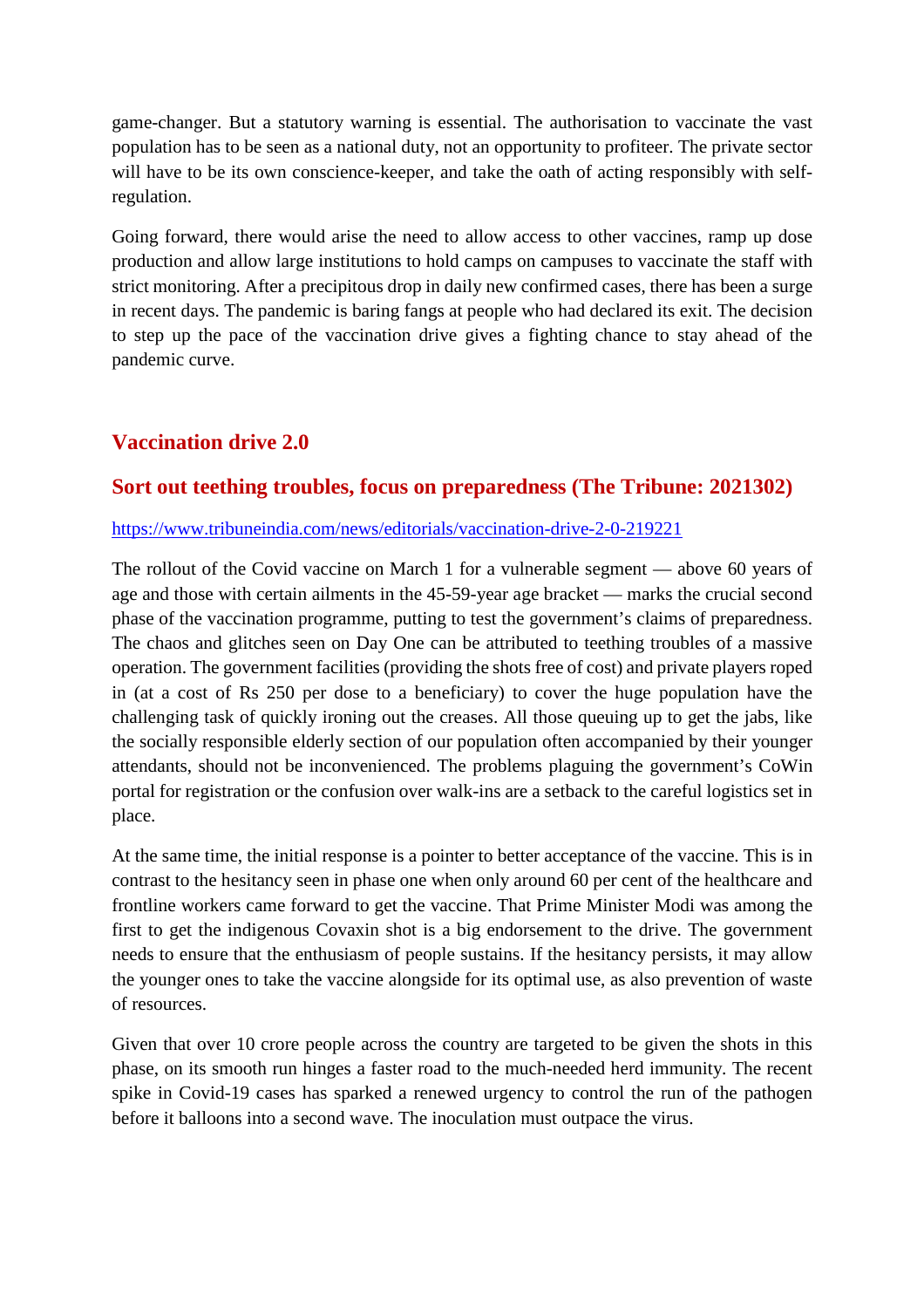game-changer. But a statutory warning is essential. The authorisation to vaccinate the vast population has to be seen as a national duty, not an opportunity to profiteer. The private sector will have to be its own conscience-keeper, and take the oath of acting responsibly with self-regulation.

Going forward, there would arise the need to allow access to other vaccines, ramp up dose production and allow large institutions to hold camps on campuses to vaccinate the staff with strict monitoring. After a precipitous drop in daily new confirmed cases, there has been a surge in recent days. The pandemic is baring fangs at people who had declared its exit. The decision to step up the pace of the vaccination drive gives a fighting chance to stay ahead of the pandemic curve.

## Vaccination drive 2.0

## Sort out teething troubles, focus on preparedness (The Tribune: 2021302)

https://www.tribuneindia.com/news/editorials/vaccination-drive-2-0-219221

The rollout of the Covid vaccine on March 1 for a vulnerable segment — above 60 years of age and those with certain ailments in the 45-59-year age bracket — marks the crucial second phase of the vaccination programme, putting to test the government's claims of preparedness. The chaos and glitches seen on Day One can be attributed to teething troubles of a massive operation. The government facilities (providing the shots free of cost) and private players roped in (at a cost of Rs 250 per dose to a beneficiary) to cover the huge population have the challenging task of quickly ironing out the creases. All those queuing up to get the jabs, like the socially responsible elderly section of our population often accompanied by their younger attendants, should not be inconvenienced. The problems plaguing the government's CoWin portal for registration or the confusion over walk-ins are a setback to the careful logistics set in place.

At the same time, the initial response is a pointer to better acceptance of the vaccine. This is in contrast to the hesitancy seen in phase one when only around 60 per cent of the healthcare and frontline workers came forward to get the vaccine. That Prime Minister Modi was among the first to get the indigenous Covaxin shot is a big endorsement to the drive. The government needs to ensure that the enthusiasm of people sustains. If the hesitancy persists, it may allow the younger ones to take the vaccine alongside for its optimal use, as also prevention of waste of resources.

Given that over 10 crore people across the country are targeted to be given the shots in this phase, on its smooth run hinges a faster road to the much-needed herd immunity. The recent spike in Covid-19 cases has sparked a renewed urgency to control the run of the pathogen before it balloons into a second wave. The inoculation must outpace the virus.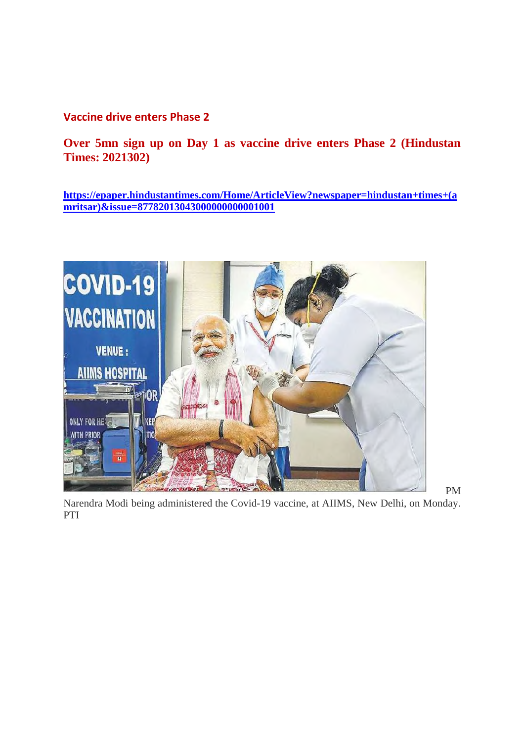## Vaccine drive enters Phase 2

### Over 5mn sign up on Day 1 as vaccine drive enters Phase 2 (Hindustan Times: 2021302)

**https://epaper.hindustantimes.com/Home/ArticleView?newspaper=hindustan+times+(amritsar)&issue=877820130430000000000001001**

PM Narendra Modi being administered the Covid-19 vaccine, at AIIMS, New Delhi, on Monday. PTI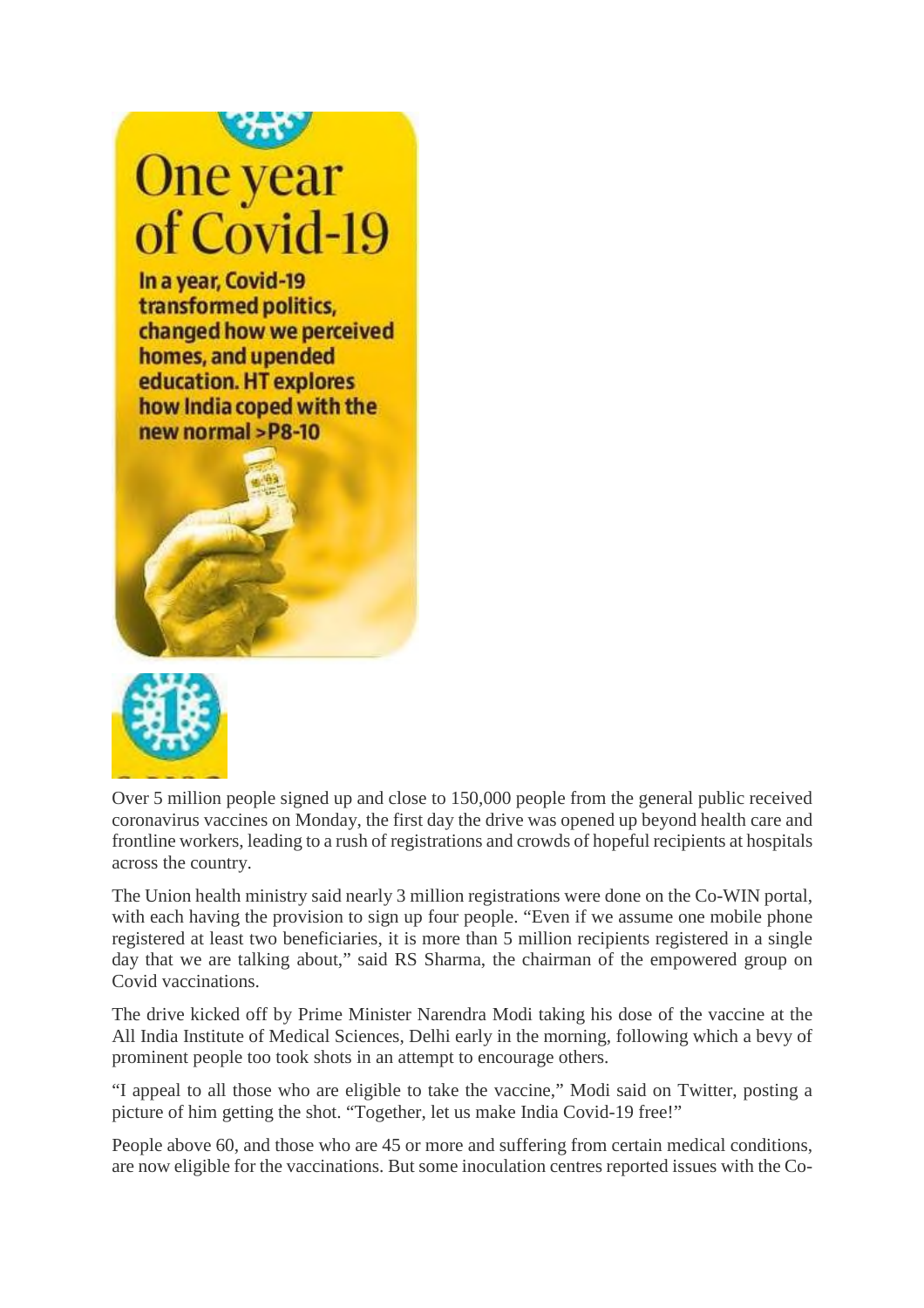# One year of Covid-19

**In a year, Covid-19 transformed politics, changed how we perceived homes, and upended education. HT explores how India coped with the new normal >P8-10**

Over 5 million people signed up and close to 150,000 people from the general public received coronavirus vaccines on Monday, the first day the drive was opened up beyond health care and frontline workers, leading to a rush of registrations and crowds of hopeful recipients at hospitals across the country.

The Union health ministry said nearly 3 million registrations were done on the Co-WIN portal, with each having the provision to sign up four people. "Even if we assume one mobile phone registered at least two beneficiaries, it is more than 5 million recipients registered in a single day that we are talking about," said RS Sharma, the chairman of the empowered group on Covid vaccinations.

The drive kicked off by Prime Minister Narendra Modi taking his dose of the vaccine at the All India Institute of Medical Sciences, Delhi early in the morning, following which a bevy of prominent people too took shots in an attempt to encourage others.

"I appeal to all those who are eligible to take the vaccine," Modi said on Twitter, posting a picture of him getting the shot. "Together, let us make India Covid-19 free!"

People above 60, and those who are 45 or more and suffering from certain medical conditions, are now eligible for the vaccinations. But some inoculation centres reported issues with the Co-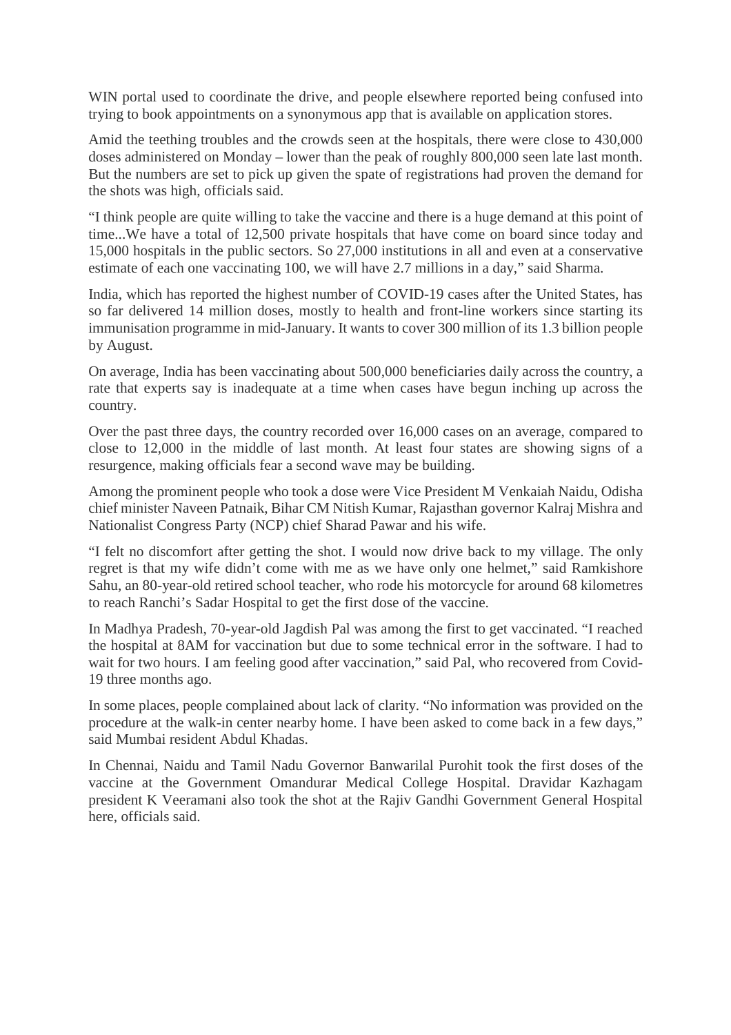WIN portal used to coordinate the drive, and people elsewhere reported being confused into trying to book appointments on a synonymous app that is available on application stores.

Amid the teething troubles and the crowds seen at the hospitals, there were close to 430,000 doses administered on Monday – lower than the peak of roughly 800,000 seen late last month. But the numbers are set to pick up given the spate of registrations had proven the demand for the shots was high, officials said.

"I think people are quite willing to take the vaccine and there is a huge demand at this point of time...We have a total of 12,500 private hospitals that have come on board since today and 15,000 hospitals in the public sectors. So 27,000 institutions in all and even at a conservative estimate of each one vaccinating 100, we will have 2.7 millions in a day," said Sharma.

India, which has reported the highest number of COVID-19 cases after the United States, has so far delivered 14 million doses, mostly to health and front-line workers since starting its immunisation programme in mid-January. It wants to cover 300 million of its 1.3 billion people by August.

On average, India has been vaccinating about 500,000 beneficiaries daily across the country, a rate that experts say is inadequate at a time when cases have begun inching up across the country.

Over the past three days, the country recorded over 16,000 cases on an average, compared to close to 12,000 in the middle of last month. At least four states are showing signs of a resurgence, making officials fear a second wave may be building.

Among the prominent people who took a dose were Vice President M Venkaiah Naidu, Odisha chief minister Naveen Patnaik, Bihar CM Nitish Kumar, Rajasthan governor Kalraj Mishra and Nationalist Congress Party (NCP) chief Sharad Pawar and his wife.

"I felt no discomfort after getting the shot. I would now drive back to my village. The only regret is that my wife didn't come with me as we have only one helmet," said Ramkishore Sahu, an 80-year-old retired school teacher, who rode his motorcycle for around 68 kilometres to reach Ranchi's Sadar Hospital to get the first dose of the vaccine.

In Madhya Pradesh, 70-year-old Jagdish Pal was among the first to get vaccinated. "I reached the hospital at 8AM for vaccination but due to some technical error in the software. I had to wait for two hours. I am feeling good after vaccination," said Pal, who recovered from Covid-19 three months ago.

In some places, people complained about lack of clarity. "No information was provided on the procedure at the walk-in center nearby home. I have been asked to come back in a few days," said Mumbai resident Abdul Khadas.

In Chennai, Naidu and Tamil Nadu Governor Banwarilal Purohit took the first doses of the vaccine at the Government Omandurar Medical College Hospital. Dravidar Kazhagam president K Veeramani also took the shot at the Rajiv Gandhi Government General Hospital here, officials said.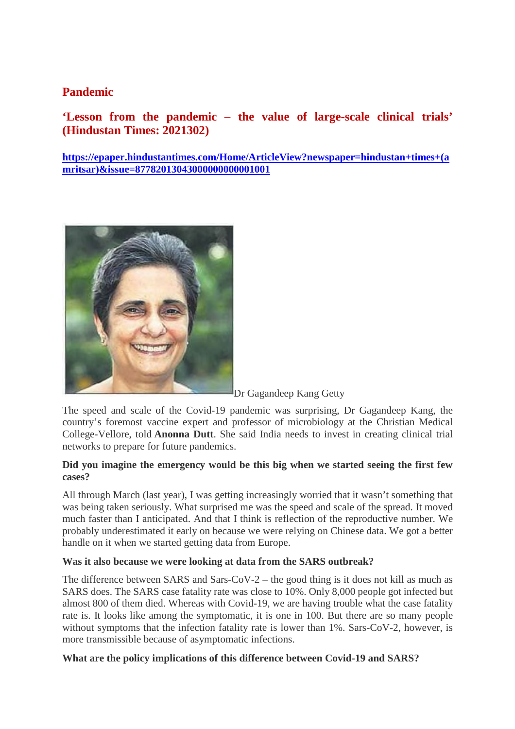## Pandemic

### ‘Lesson from the pandemic – the value of large-scale clinical trials’ (Hindustan Times: 2021302)

**https://epaper.hindustantimes.com/Home/ArticleView?newspaper=hindustan+times+(amritsar)&issue=877820130430000000000001001**

Dr Gagandeep Kang Getty

The speed and scale of the Covid-19 pandemic was surprising, Dr Gagandeep Kang, the country’s foremost vaccine expert and professor of microbiology at the Christian Medical College-Vellore, told **Anonna Dutt**. She said India needs to invest in creating clinical trial networks to prepare for future pandemics.

**Did you imagine the emergency would be this big when we started seeing the first few cases?**

All through March (last year), I was getting increasingly worried that it wasn’t something that was being taken seriously. What surprised me was the speed and scale of the spread. It moved much faster than I anticipated. And that I think is reflection of the reproductive number. We probably underestimated it early on because we were relying on Chinese data. We got a better handle on it when we started getting data from Europe.

**Was it also because we were looking at data from the SARS outbreak?**

The difference between SARS and Sars-CoV-2 – the good thing is it does not kill as much as SARS does. The SARS case fatality rate was close to 10%. Only 8,000 people got infected but almost 800 of them died. Whereas with Covid-19, we are having trouble what the case fatality rate is. It looks like among the symptomatic, it is one in 100. But there are so many people without symptoms that the infection fatality rate is lower than 1%. Sars-CoV-2, however, is more transmissible because of asymptomatic infections.

**What are the policy implications of this difference between Covid-19 and SARS?**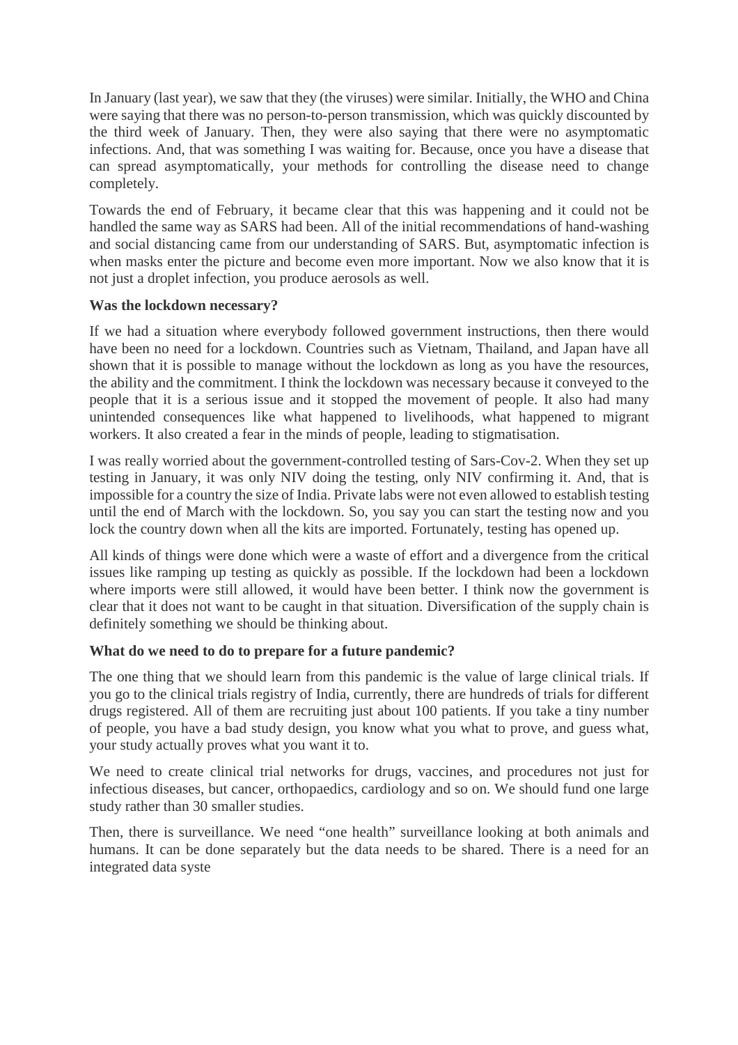In January (last year), we saw that they (the viruses) were similar. Initially, the WHO and China were saying that there was no person-to-person transmission, which was quickly discounted by the third week of January. Then, they were also saying that there were no asymptomatic infections. And, that was something I was waiting for. Because, once you have a disease that can spread asymptomatically, your methods for controlling the disease need to change completely.

Towards the end of February, it became clear that this was happening and it could not be handled the same way as SARS had been. All of the initial recommendations of hand-washing and social distancing came from our understanding of SARS. But, asymptomatic infection is when masks enter the picture and become even more important. Now we also know that it is not just a droplet infection, you produce aerosols as well.

**Was the lockdown necessary?**

If we had a situation where everybody followed government instructions, then there would have been no need for a lockdown. Countries such as Vietnam, Thailand, and Japan have all shown that it is possible to manage without the lockdown as long as you have the resources, the ability and the commitment. I think the lockdown was necessary because it conveyed to the people that it is a serious issue and it stopped the movement of people. It also had many unintended consequences like what happened to livelihoods, what happened to migrant workers. It also created a fear in the minds of people, leading to stigmatisation.

I was really worried about the government-controlled testing of Sars-Cov-2. When they set up testing in January, it was only NIV doing the testing, only NIV confirming it. And, that is impossible for a country the size of India. Private labs were not even allowed to establish testing until the end of March with the lockdown. So, you say you can start the testing now and you lock the country down when all the kits are imported. Fortunately, testing has opened up.

All kinds of things were done which were a waste of effort and a divergence from the critical issues like ramping up testing as quickly as possible. If the lockdown had been a lockdown where imports were still allowed, it would have been better. I think now the government is clear that it does not want to be caught in that situation. Diversification of the supply chain is definitely something we should be thinking about.

**What do we need to do to prepare for a future pandemic?**

The one thing that we should learn from this pandemic is the value of large clinical trials. If you go to the clinical trials registry of India, currently, there are hundreds of trials for different drugs registered. All of them are recruiting just about 100 patients. If you take a tiny number of people, you have a bad study design, you know what you what to prove, and guess what, your study actually proves what you want it to.

We need to create clinical trial networks for drugs, vaccines, and procedures not just for infectious diseases, but cancer, orthopaedics, cardiology and so on. We should fund one large study rather than 30 smaller studies.

Then, there is surveillance. We need "one health" surveillance looking at both animals and humans. It can be done separately but the data needs to be shared. There is a need for an integrated data syste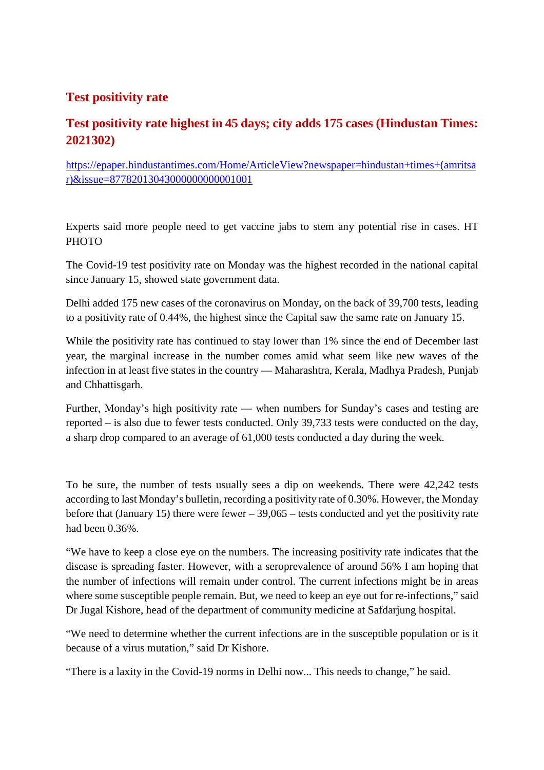## Test positivity rate

### Test positivity rate highest in 45 days; city adds 175 cases (Hindustan Times: 2021302)

[https://epaper.hindustantimes.com/Home/ArticleView?newspaper=hindustan+times+(amritsar)&issue=877820130430000000000001001](https://epaper.hindustantimes.com/Home/ArticleView?newspaper=hindustan+times+(amritsar)&issue=877820130430000000000001001)

Experts said more people need to get vaccine jabs to stem any potential rise in cases. HT PHOTO

The Covid-19 test positivity rate on Monday was the highest recorded in the national capital since January 15, showed state government data.

Delhi added 175 new cases of the coronavirus on Monday, on the back of 39,700 tests, leading to a positivity rate of 0.44%, the highest since the Capital saw the same rate on January 15.

While the positivity rate has continued to stay lower than 1% since the end of December last year, the marginal increase in the number comes amid what seem like new waves of the infection in at least five states in the country — Maharashtra, Kerala, Madhya Pradesh, Punjab and Chhattisgarh.

Further, Monday's high positivity rate — when numbers for Sunday's cases and testing are reported – is also due to fewer tests conducted. Only 39,733 tests were conducted on the day, a sharp drop compared to an average of 61,000 tests conducted a day during the week.

To be sure, the number of tests usually sees a dip on weekends. There were 42,242 tests according to last Monday's bulletin, recording a positivity rate of 0.30%. However, the Monday before that (January 15) there were fewer – 39,065 – tests conducted and yet the positivity rate had been 0.36%.

"We have to keep a close eye on the numbers. The increasing positivity rate indicates that the disease is spreading faster. However, with a seroprevalence of around 56% I am hoping that the number of infections will remain under control. The current infections might be in areas where some susceptible people remain. But, we need to keep an eye out for re-infections," said Dr Jugal Kishore, head of the department of community medicine at Safdarjung hospital.

"We need to determine whether the current infections are in the susceptible population or is it because of a virus mutation," said Dr Kishore.

"There is a laxity in the Covid-19 norms in Delhi now... This needs to change," he said.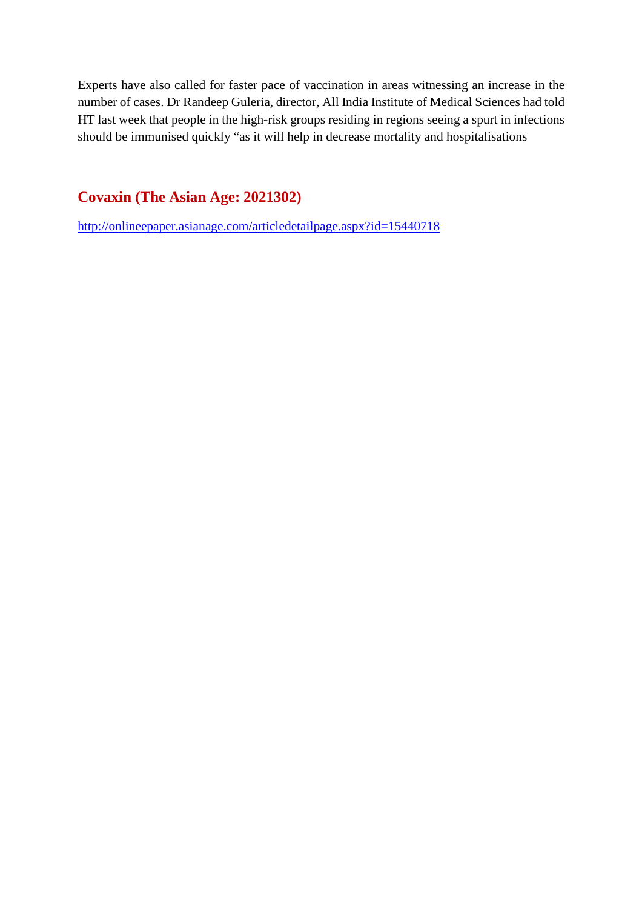Experts have also called for faster pace of vaccination in areas witnessing an increase in the number of cases. Dr Randeep Guleria, director, All India Institute of Medical Sciences had told HT last week that people in the high-risk groups residing in regions seeing a spurt in infections should be immunised quickly “as it will help in decrease mortality and hospitalisations

## Covaxin (The Asian Age: 2021302)

http://onlineepaper.asianage.com/articledetailpage.aspx?id=15440718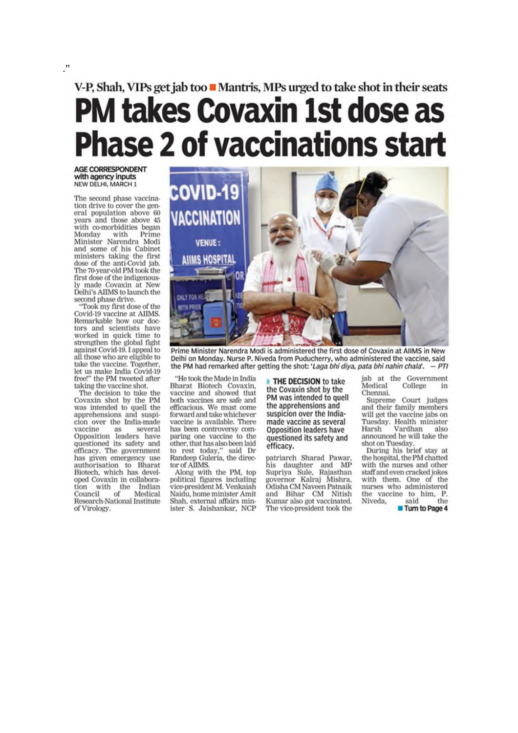.”

V-P, Shah, VIPs get jab too ■ Mantris, MPs urged to take shot in their seats

# PM takes Covaxin 1st dose as Phase 2 of vaccinations start

**AGE CORRESPONDENT**
**with agency inputs**
NEW DELHI, MARCH 1

The second phase vaccination drive to cover the general population above 60 years and those above 45 with co-morbidities began Monday with Prime Minister Narendra Modi and some of his Cabinet ministers taking the first dose of the anti-Covid jab. The 70-year-old PM took the first dose of the indigenously made Covaxin at New Delhi's AIIMS to launch the second phase drive.

"Took my first dose of the Covid-19 vaccine at AIIMS. Remarkable how our doctors and scientists have worked in quick time to strengthen the global fight against Covid-19. I appeal to all those who are eligible to take the vaccine. Together, let us make India Covid-19 free!" the PM tweeted after taking the vaccine shot.

The decision to take the Covaxin shot by the PM was intended to quell the apprehensions and suspicion over the India-made vaccine as several Opposition leaders have questioned its safety and efficacy. The government has given emergency use authorisation to Bharat Biotech, which has developed Covaxin in collaboration with the Indian Council of Medical Research-National Institute of Virology.

Prime Minister Narendra Modi is administered the first dose of Covaxin at AIIMS in New Delhi on Monday. Nurse P. Niveda from Puducherry, who administered the vaccine, said the PM had remarked after getting the shot: '*Laga bhi diya, pata bhi nahin chala*'. — *PTI*

"He took the Made in India Bharat Biotech Covaxin, vaccine and showed that both vaccines are safe and efficacious. We must come forward and take whichever vaccine is available. There has been controversy comparing one vaccine to the other, that has also been laid to rest today," said Dr Randeep Guleria, the director of AIIMS.

Along with the PM, top political figures including vice-president M. Venkaiah Naidu, home minister Amit Shah, external affairs minister S. Jaishankar, NCP patriarch Sharad Pawar, his daughter and MP Supriya Sule, Rajasthan governor Kalraj Mishra, Odisha CM Naveen Patnaik and Bihar CM Nitish Kumar also got vaccinated. The vice-president took the jab at the Government Medical College in Chennai.

**THE DECISION to take the Covaxin shot by the PM was intended to quell the apprehensions and suspicion over the India-made vaccine as several Opposition leaders have questioned its safety and efficacy.**

Supreme Court judges and their family members will get the vaccine jabs on Tuesday. Health minister Harsh Vardhan also announced he will take the shot on Tuesday.

During his brief stay at the hospital, the PM chatted with the nurses and other staff and even cracked jokes with them. One of the nurses who administered the vaccine to him, P. Niveda, said the

■ Turn to Page 4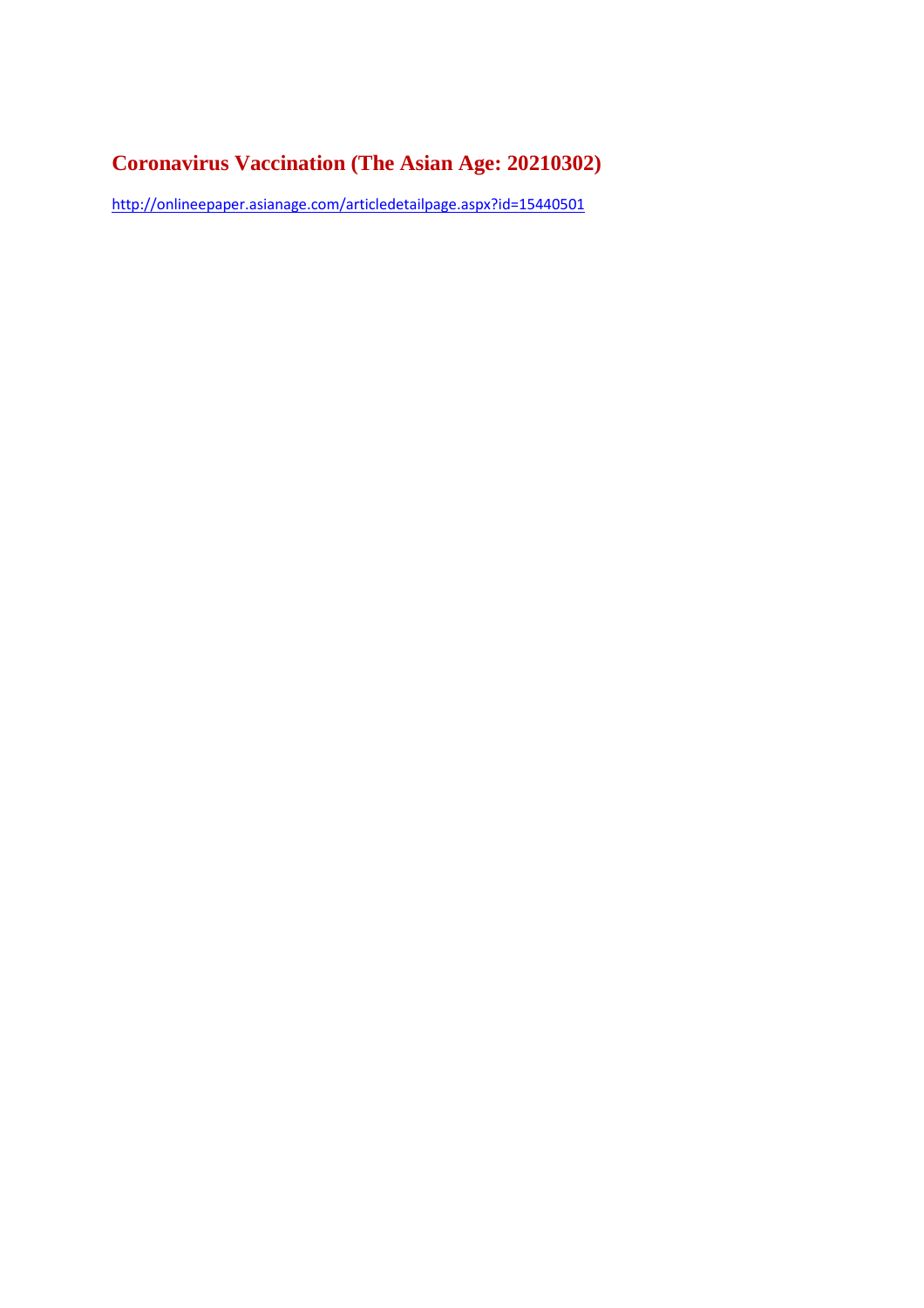# Coronavirus Vaccination (The Asian Age: 20210302)

http://onlineepaper.asianage.com/articledetailpage.aspx?id=15440501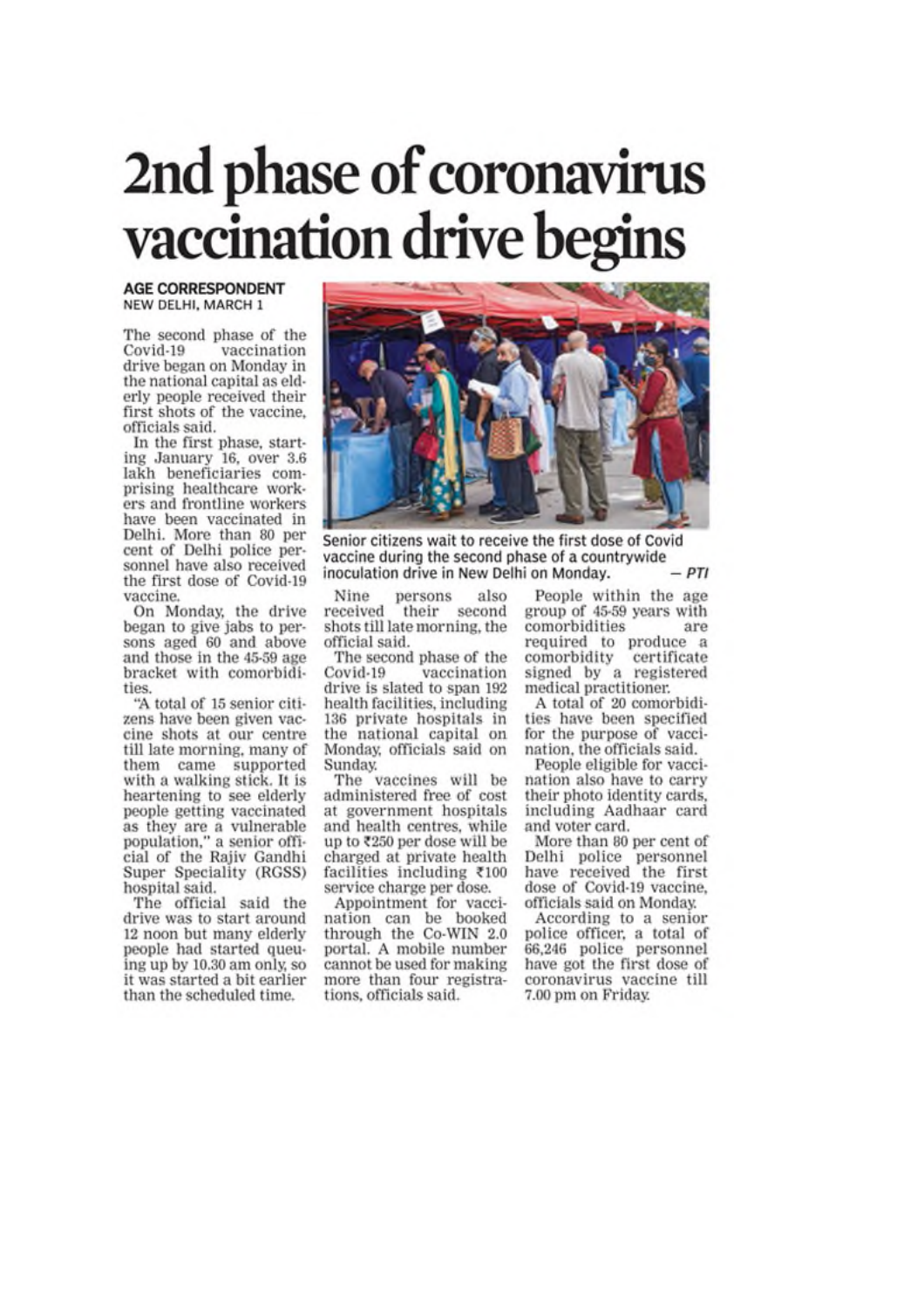# 2nd phase of coronavirus vaccination drive begins

**AGE CORRESPONDENT**
NEW DELHI, MARCH 1

The second phase of the Covid-19 vaccination drive began on Monday in the national capital as elderly people received their first shots of the vaccine, officials said.

In the first phase, starting January 16, over 3.6 lakh beneficiaries comprising healthcare workers and frontline workers have been vaccinated in Delhi. More than 80 per cent of Delhi police personnel have also received the first dose of Covid-19 vaccine.

On Monday, the drive began to give jabs to persons aged 60 and above and those in the 45-59 age bracket with comorbidities.

"A total of 15 senior citizens have been given vaccine shots at our centre till late morning, many of them came supported with a walking stick. It is heartening to see elderly people getting vaccinated as they are a vulnerable population," a senior official of the Rajiv Gandhi Super Speciality (RGSS) hospital said.

The official said the drive was to start around 12 noon but many elderly people had started queuing up by 10.30 am only, so it was started a bit earlier than the scheduled time.

Senior citizens wait to receive the first dose of Covid vaccine during the second phase of a countrywide inoculation drive in New Delhi on Monday. — *PTI*

Nine persons also received their second shots till late morning, the official said.

The second phase of the Covid-19 vaccination drive is slated to span 192 health facilities, including 136 private hospitals in the national capital on Monday, officials said on Sunday.

The vaccines will be administered free of cost at government hospitals and health centres, while up to ₹250 per dose will be charged at private health facilities including ₹100 service charge per dose.

Appointment for vaccination can be booked through the Co-WIN 2.0 portal. A mobile number cannot be used for making more than four registrations, officials said.

People within the age group of 45-59 years with comorbidities are required to produce a comorbidity certificate signed by a registered medical practitioner.

A total of 20 comorbidities have been specified for the purpose of vaccination, the officials said.

People eligible for vaccination also have to carry their photo identity cards, including Aadhaar card and voter card.

More than 80 per cent of Delhi police personnel have received the first dose of Covid-19 vaccine, officials said on Monday.

According to a senior police officer, a total of 66,246 police personnel have got the first dose of coronavirus vaccine till 7.00 pm on Friday.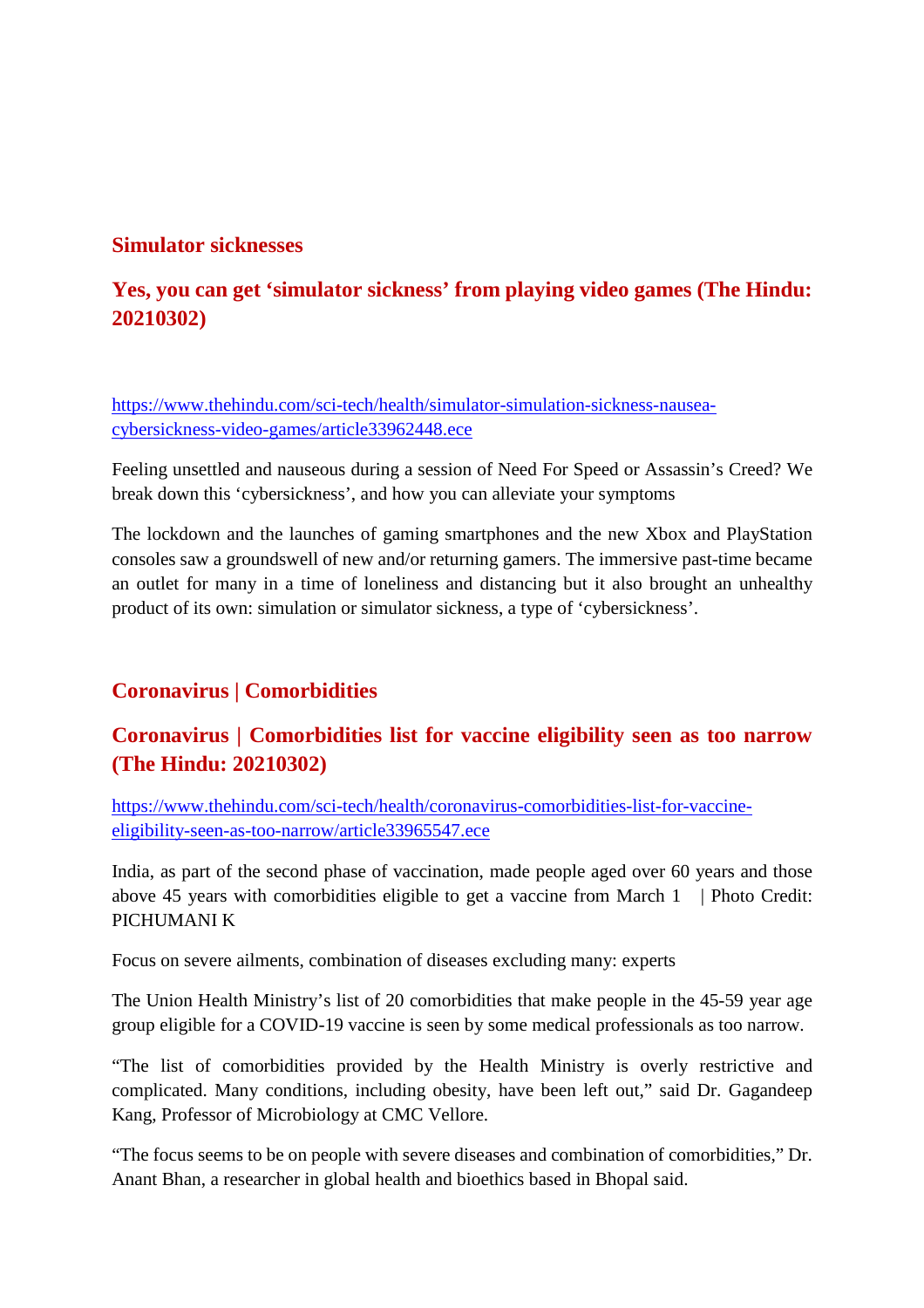## Simulator sicknesses

## Yes, you can get 'simulator sickness' from playing video games (The Hindu: 20210302)

https://www.thehindu.com/sci-tech/health/simulator-simulation-sickness-nausea-cybersickness-video-games/article33962448.ece

Feeling unsettled and nauseous during a session of Need For Speed or Assassin's Creed? We break down this 'cybersickness', and how you can alleviate your symptoms

The lockdown and the launches of gaming smartphones and the new Xbox and PlayStation consoles saw a groundswell of new and/or returning gamers. The immersive past-time became an outlet for many in a time of loneliness and distancing but it also brought an unhealthy product of its own: simulation or simulator sickness, a type of 'cybersickness'.

## Coronavirus | Comorbidities

## Coronavirus | Comorbidities list for vaccine eligibility seen as too narrow (The Hindu: 20210302)

https://www.thehindu.com/sci-tech/health/coronavirus-comorbidities-list-for-vaccine-eligibility-seen-as-too-narrow/article33965547.ece

India, as part of the second phase of vaccination, made people aged over 60 years and those above 45 years with comorbidities eligible to get a vaccine from March 1 | Photo Credit: PICHUMANI K

Focus on severe ailments, combination of diseases excluding many: experts

The Union Health Ministry's list of 20 comorbidities that make people in the 45-59 year age group eligible for a COVID-19 vaccine is seen by some medical professionals as too narrow.

"The list of comorbidities provided by the Health Ministry is overly restrictive and complicated. Many conditions, including obesity, have been left out," said Dr. Gagandeep Kang, Professor of Microbiology at CMC Vellore.

"The focus seems to be on people with severe diseases and combination of comorbidities," Dr. Anant Bhan, a researcher in global health and bioethics based in Bhopal said.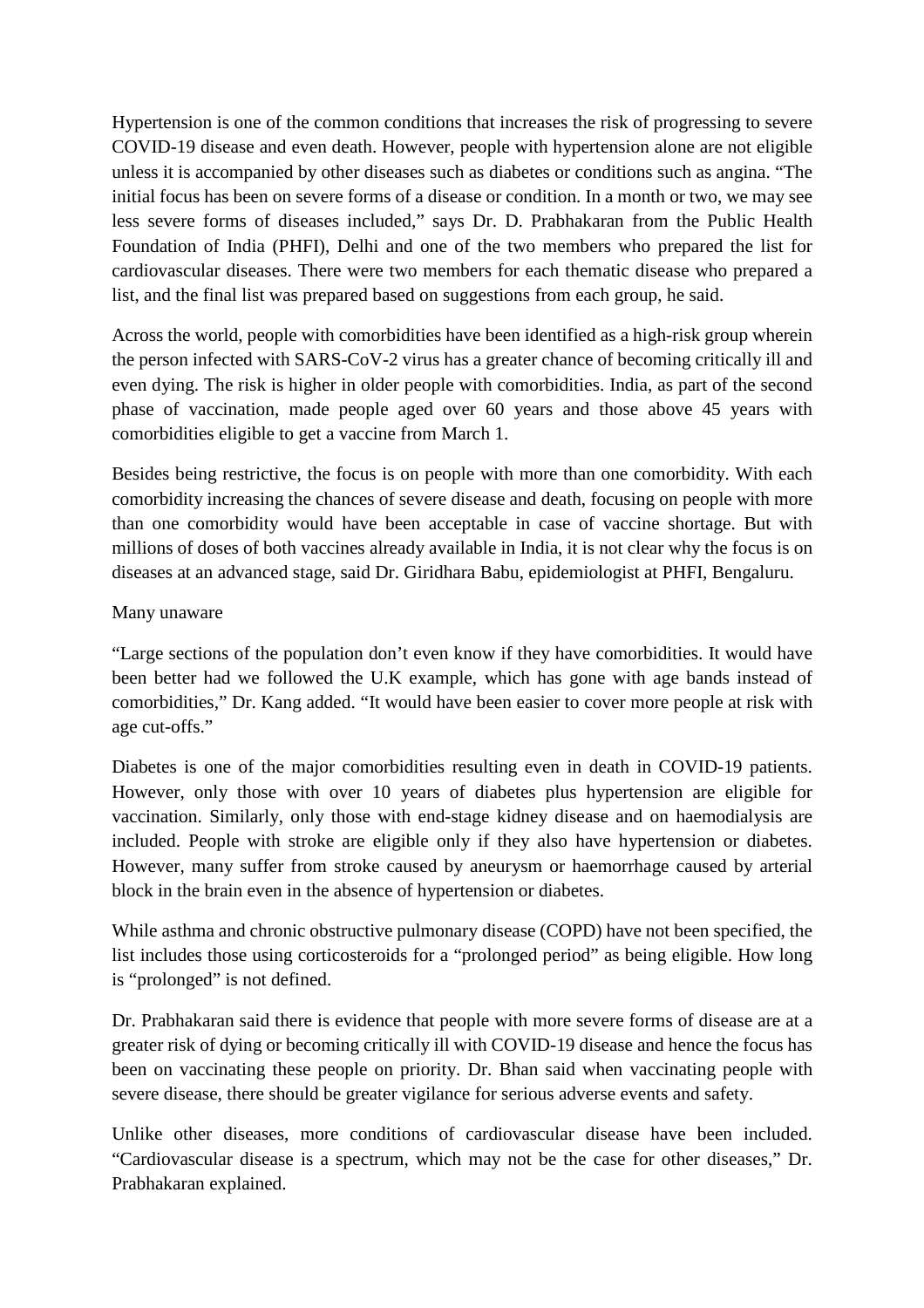Hypertension is one of the common conditions that increases the risk of progressing to severe COVID-19 disease and even death. However, people with hypertension alone are not eligible unless it is accompanied by other diseases such as diabetes or conditions such as angina. "The initial focus has been on severe forms of a disease or condition. In a month or two, we may see less severe forms of diseases included," says Dr. D. Prabhakaran from the Public Health Foundation of India (PHFI), Delhi and one of the two members who prepared the list for cardiovascular diseases. There were two members for each thematic disease who prepared a list, and the final list was prepared based on suggestions from each group, he said.

Across the world, people with comorbidities have been identified as a high-risk group wherein the person infected with SARS-CoV-2 virus has a greater chance of becoming critically ill and even dying. The risk is higher in older people with comorbidities. India, as part of the second phase of vaccination, made people aged over 60 years and those above 45 years with comorbidities eligible to get a vaccine from March 1.

Besides being restrictive, the focus is on people with more than one comorbidity. With each comorbidity increasing the chances of severe disease and death, focusing on people with more than one comorbidity would have been acceptable in case of vaccine shortage. But with millions of doses of both vaccines already available in India, it is not clear why the focus is on diseases at an advanced stage, said Dr. Giridhara Babu, epidemiologist at PHFI, Bengaluru.

Many unaware

"Large sections of the population don't even know if they have comorbidities. It would have been better had we followed the U.K example, which has gone with age bands instead of comorbidities," Dr. Kang added. "It would have been easier to cover more people at risk with age cut-offs."

Diabetes is one of the major comorbidities resulting even in death in COVID-19 patients. However, only those with over 10 years of diabetes plus hypertension are eligible for vaccination. Similarly, only those with end-stage kidney disease and on haemodialysis are included. People with stroke are eligible only if they also have hypertension or diabetes. However, many suffer from stroke caused by aneurysm or haemorrhage caused by arterial block in the brain even in the absence of hypertension or diabetes.

While asthma and chronic obstructive pulmonary disease (COPD) have not been specified, the list includes those using corticosteroids for a "prolonged period" as being eligible. How long is "prolonged" is not defined.

Dr. Prabhakaran said there is evidence that people with more severe forms of disease are at a greater risk of dying or becoming critically ill with COVID-19 disease and hence the focus has been on vaccinating these people on priority. Dr. Bhan said when vaccinating people with severe disease, there should be greater vigilance for serious adverse events and safety.

Unlike other diseases, more conditions of cardiovascular disease have been included. "Cardiovascular disease is a spectrum, which may not be the case for other diseases," Dr. Prabhakaran explained.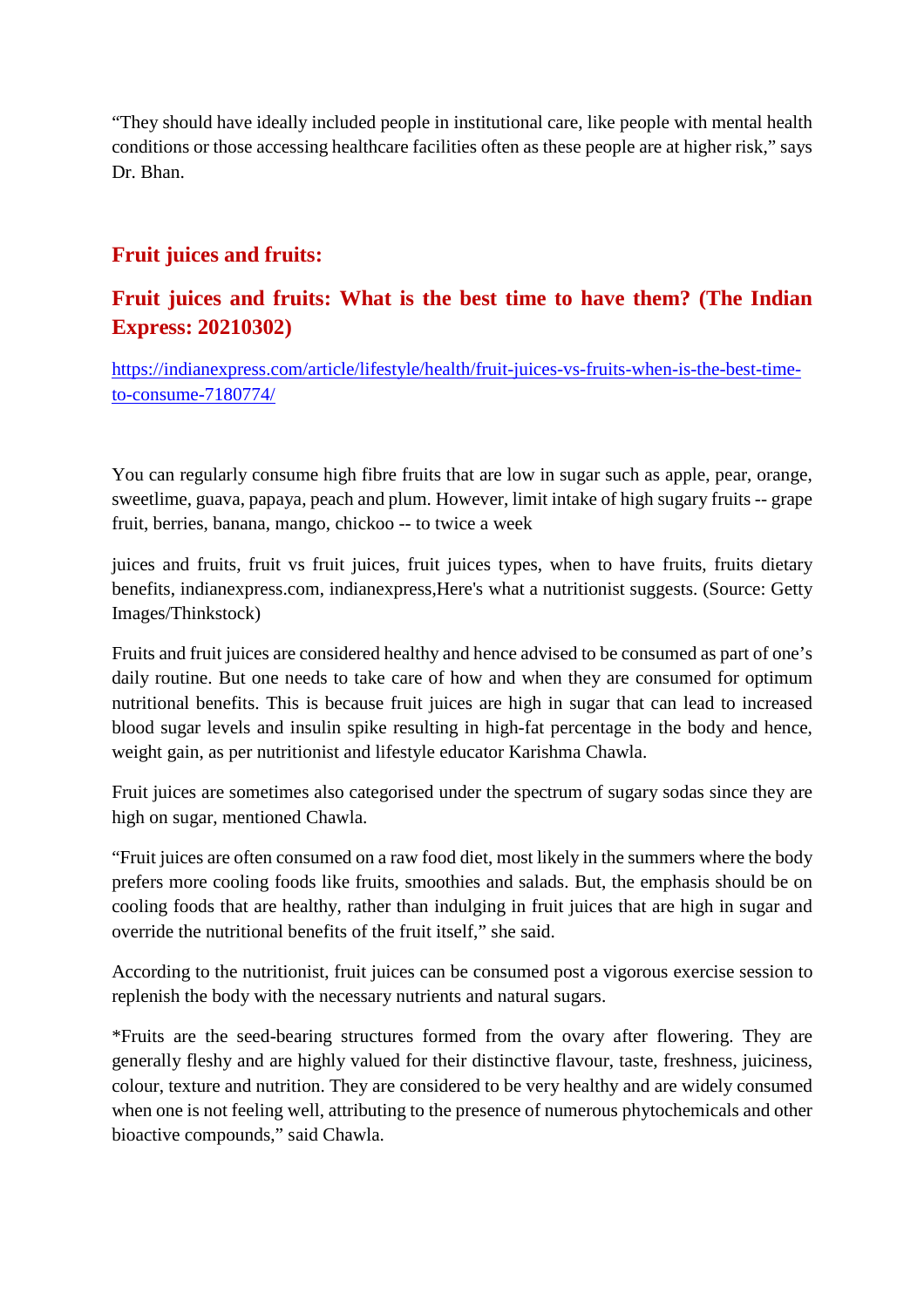"They should have ideally included people in institutional care, like people with mental health conditions or those accessing healthcare facilities often as these people are at higher risk," says Dr. Bhan.

## Fruit juices and fruits:

## Fruit juices and fruits: What is the best time to have them? (The Indian Express: 20210302)

https://indianexpress.com/article/lifestyle/health/fruit-juices-vs-fruits-when-is-the-best-time-to-consume-7180774/

You can regularly consume high fibre fruits that are low in sugar such as apple, pear, orange, sweetlime, guava, papaya, peach and plum. However, limit intake of high sugary fruits -- grape fruit, berries, banana, mango, chickoo -- to twice a week

juices and fruits, fruit vs fruit juices, fruit juices types, when to have fruits, fruits dietary benefits, indianexpress.com, indianexpress,Here's what a nutritionist suggests. (Source: Getty Images/Thinkstock)

Fruits and fruit juices are considered healthy and hence advised to be consumed as part of one's daily routine. But one needs to take care of how and when they are consumed for optimum nutritional benefits. This is because fruit juices are high in sugar that can lead to increased blood sugar levels and insulin spike resulting in high-fat percentage in the body and hence, weight gain, as per nutritionist and lifestyle educator Karishma Chawla.

Fruit juices are sometimes also categorised under the spectrum of sugary sodas since they are high on sugar, mentioned Chawla.

"Fruit juices are often consumed on a raw food diet, most likely in the summers where the body prefers more cooling foods like fruits, smoothies and salads. But, the emphasis should be on cooling foods that are healthy, rather than indulging in fruit juices that are high in sugar and override the nutritional benefits of the fruit itself," she said.

According to the nutritionist, fruit juices can be consumed post a vigorous exercise session to replenish the body with the necessary nutrients and natural sugars.

*Fruits are the seed-bearing structures formed from the ovary after flowering. They are generally fleshy and are highly valued for their distinctive flavour, taste, freshness, juiciness, colour, texture and nutrition. They are considered to be very healthy and are widely consumed when one is not feeling well, attributing to the presence of numerous phytochemicals and other bioactive compounds," said Chawla.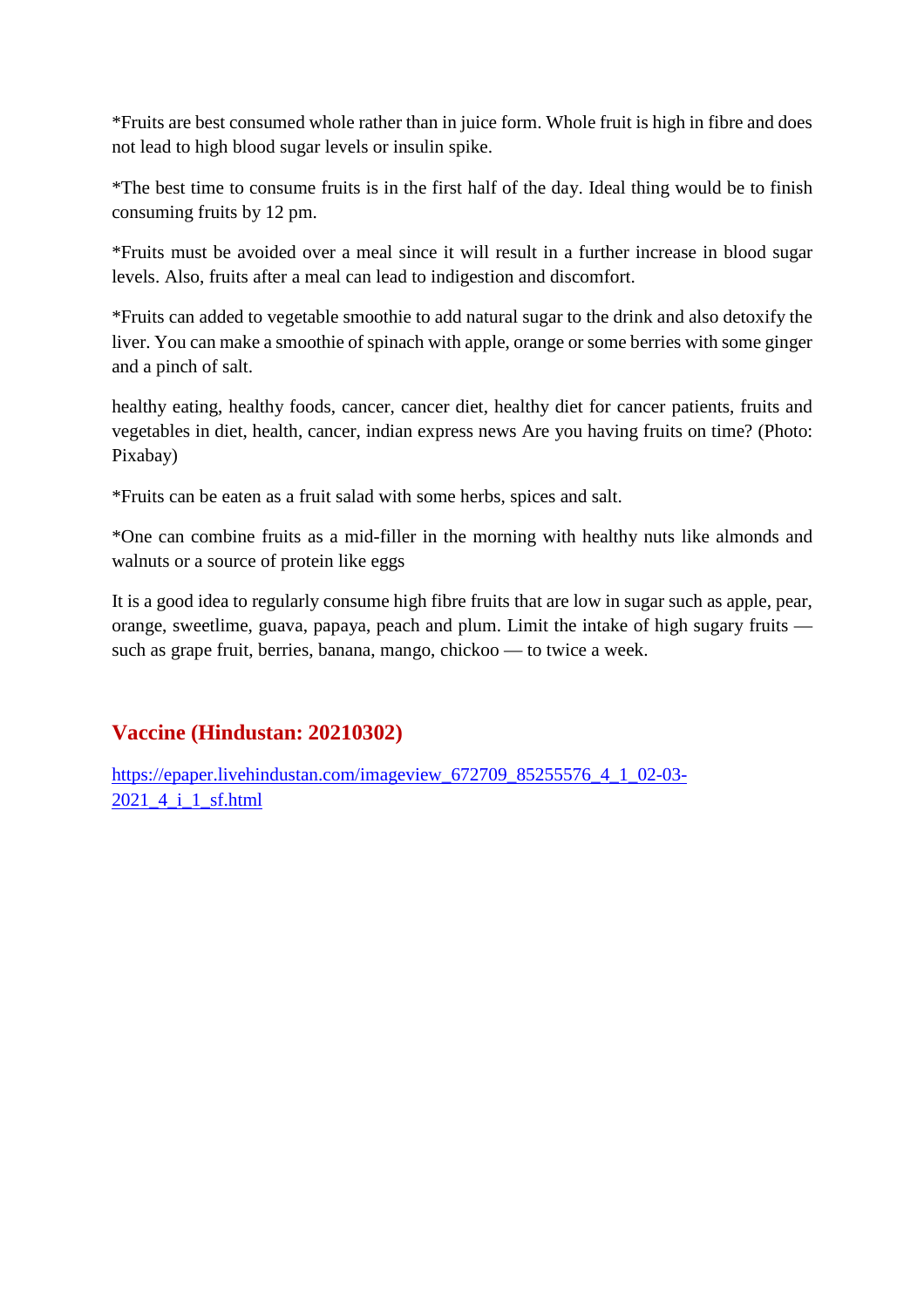*Fruits are best consumed whole rather than in juice form. Whole fruit is high in fibre and does not lead to high blood sugar levels or insulin spike.

*The best time to consume fruits is in the first half of the day. Ideal thing would be to finish consuming fruits by 12 pm.

*Fruits must be avoided over a meal since it will result in a further increase in blood sugar levels. Also, fruits after a meal can lead to indigestion and discomfort.

*Fruits can added to vegetable smoothie to add natural sugar to the drink and also detoxify the liver. You can make a smoothie of spinach with apple, orange or some berries with some ginger and a pinch of salt.

healthy eating, healthy foods, cancer, cancer diet, healthy diet for cancer patients, fruits and vegetables in diet, health, cancer, indian express news Are you having fruits on time? (Photo: Pixabay)

*Fruits can be eaten as a fruit salad with some herbs, spices and salt.

*One can combine fruits as a mid-filler in the morning with healthy nuts like almonds and walnuts or a source of protein like eggs

It is a good idea to regularly consume high fibre fruits that are low in sugar such as apple, pear, orange, sweetlime, guava, papaya, peach and plum. Limit the intake of high sugary fruits — such as grape fruit, berries, banana, mango, chickoo — to twice a week.

## Vaccine (Hindustan: 20210302)

https://epaper.livehindustan.com/imageview_672709_85255576_4_1_02-03-2021_4_i_1_sf.html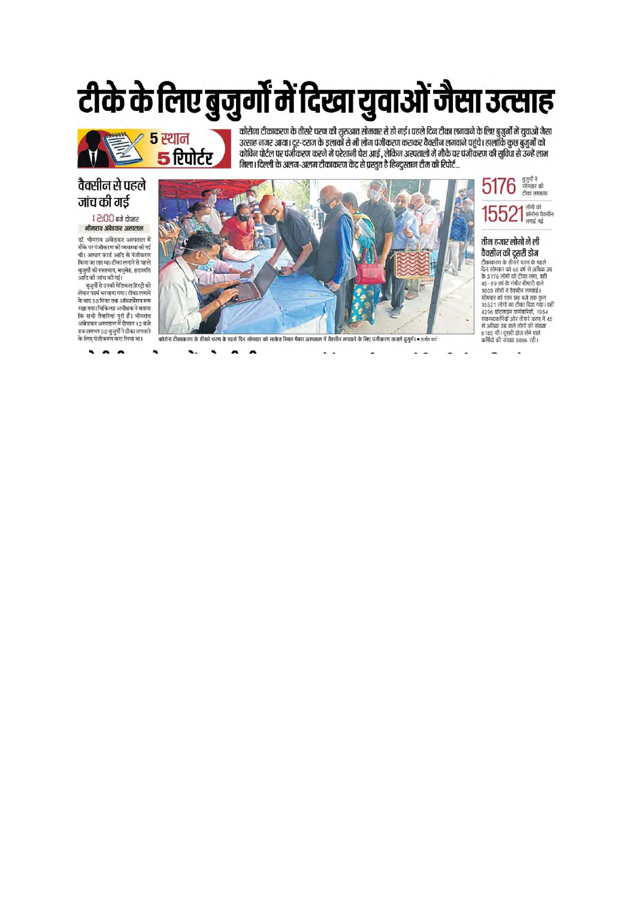# टीके के लिए बुजुर्गों में दिखा युवाओं जैसा उत्साह

**5 स्थान 5 रिपोर्टर**

कोरोना टीकाकरण के तीसरे चरण की शुरुआत सोमवार से हो गई। पहले दिन टीका लगवाने के लिए बुजुर्गों में युवाओं जैसा उत्साह नजर आया। दूर-दराज के इलाकों से भी लोग पंजीकरण कराकर वैक्सीन लगवाने पहुंचे। हालांकि कुछ बुजुर्गों को कोविन पोर्टल पर पंजीकरण करने में परेशानी पेश आई, लेकिन अस्पतालों में मौके पर पंजीकरण की सुविधा से उन्हें लाभ मिला। दिल्ली के अलग-अलग टीकाकरण केंद्र से प्रस्तुत है हिन्दुस्तान टीम की रिपोर्ट...

## वैक्सीन से पहले जांच की गई

**12:00 बजे दोपहर**
**भीमराव अंबेडकर अस्पताल**

डॉ. भीमराव अंबेडकर अस्पताल में मौके पर पंजीकरण की व्यवस्था की गई थी। आधार कार्ड आदि से पंजीकरण किया जा रहा था। टीका लगाने से पहले बुजुर्गों की रक्तचाप, मधुमेह, हृदयगति आदि की जांच की गई।

बुजुर्गों से उनकी मेडिकल हिस्ट्री को लेकर फार्म भरवाया गया। टीका लगाने के बाद 30 मिनट तक ऑब्जर्वेशन रूम रखा गया। चिकित्सा अधीक्षक ने बताया कि सभी तैयारियां पूरी हैं। भीमराव अंबेडकर अस्पताल में दोपहर 12 बजे तक लगभग 50 बुजुर्गों ने टीका लगवाने के लिए पंजीकरण करा लिया था।

कोरोना टीकाकरण के तीसरे चरण के पहले दिन सोमवार को साकेत स्थित मैक्स अस्पताल में वैक्सीन लगवाने के लिए पंजीकरण कराते बुजुर्ग। ● राजीव शर्मा

**5176** बुजुर्गों ने सोमवार को टीका लगवाया

**15521** लोगों को कोरोना वैक्सीन लगाई गई

## तीन हजार लोगों ने ली वैक्सीन की दूसरी डोज

टीकाकरण के तीसरे चरण के पहले दिन सोमवार को 60 वर्ष से अधिक उम्र के 5176 लोगों को टीका लगा, वहीं 45-59 वर्ष के गंभीर बीमारी वाले 1009 लोगों ने वैक्सीन लगवाई। सोमवार की शाम छह बजे तक कुल 15521 लोगों का टीका दिया गया। वहीं 4296 फ्रंटलाइन कर्मचारियों, 1954 स्वास्थ्यकर्मियों और तीसरे चरण में 45 से अधिक उम्र वाले लोगों की संख्या 6185 थी। दूसरी डोज लेने वाले कर्मियों की संख्या 3086 रही।